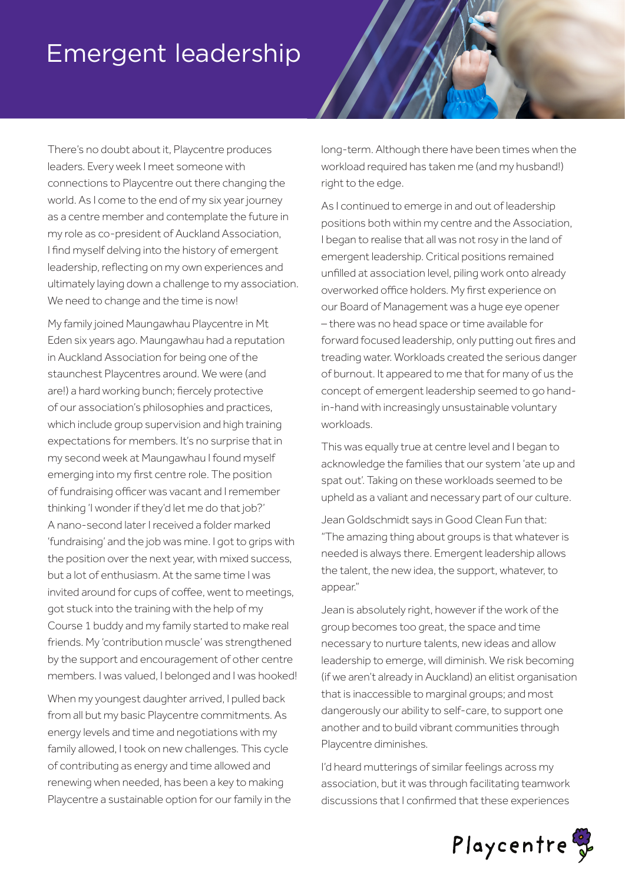# Emergent leadership

There's no doubt about it, Playcentre produces leaders. Every week I meet someone with connections to Playcentre out there changing the world. As I come to the end of my six year journey as a centre member and contemplate the future in my role as co-president of Auckland Association, I find myself delving into the history of emergent leadership, reflecting on my own experiences and ultimately laying down a challenge to my association. We need to change and the time is now!

My family joined Maungawhau Playcentre in Mt Eden six years ago. Maungawhau had a reputation in Auckland Association for being one of the staunchest Playcentres around. We were (and are!) a hard working bunch; fiercely protective of our association's philosophies and practices, which include group supervision and high training expectations for members. It's no surprise that in my second week at Maungawhau I found myself emerging into my first centre role. The position of fundraising officer was vacant and I remember thinking 'I wonder if they'd let me do that job?' A nano-second later I received a folder marked 'fundraising' and the job was mine. I got to grips with the position over the next year, with mixed success, but a lot of enthusiasm. At the same time I was invited around for cups of coffee, went to meetings, got stuck into the training with the help of my Course 1 buddy and my family started to make real friends. My 'contribution muscle' was strengthened by the support and encouragement of other centre members. I was valued, I belonged and I was hooked!

When my youngest daughter arrived, I pulled back from all but my basic Playcentre commitments. As energy levels and time and negotiations with my family allowed, I took on new challenges. This cycle of contributing as energy and time allowed and renewing when needed, has been a key to making Playcentre a sustainable option for our family in the long-term. Although there have been times when the workload required has taken me (and my husband!) right to the edge.

As I continued to emerge in and out of leadership positions both within my centre and the Association, I began to realise that all was not rosy in the land of emergent leadership. Critical positions remained unfilled at association level, piling work onto already overworked office holders. My first experience on our Board of Management was a huge eye opener – there was no head space or time available for forward focused leadership, only putting out fires and treading water. Workloads created the serious danger of burnout. It appeared to me that for many of us the concept of emergent leadership seemed to go hand-in-hand with increasingly unsustainable voluntary workloads.

This was equally true at centre level and I began to acknowledge the families that our system 'ate up and spat out'. Taking on these workloads seemed to be upheld as a valiant and necessary part of our culture.

Jean Goldschmidt says in Good Clean Fun that: "The amazing thing about groups is that whatever is needed is always there. Emergent leadership allows the talent, the new idea, the support, whatever, to appear."

Jean is absolutely right, however if the work of the group becomes too great, the space and time necessary to nurture talents, new ideas and allow leadership to emerge, will diminish. We risk becoming (if we aren't already in Auckland) an elitist organisation that is inaccessible to marginal groups; and most dangerously our ability to self-care, to support one another and to build vibrant communities through Playcentre diminishes.

I'd heard mutterings of similar feelings across my association, but it was through facilitating teamwork discussions that I confirmed that these experiences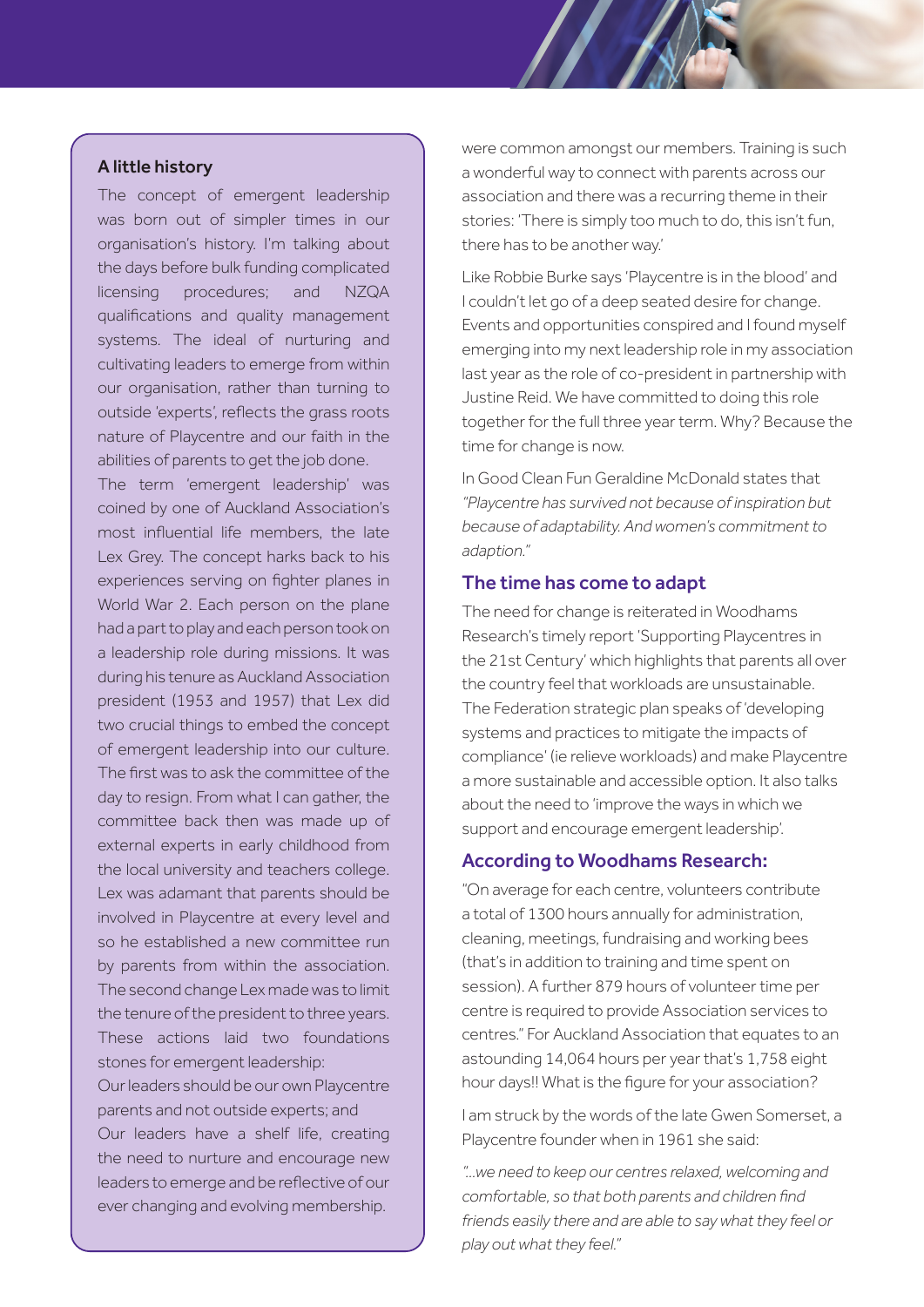### A little history

The concept of emergent leadership was born out of simpler times in our organisation's history. I'm talking about the days before bulk funding complicated licensing procedures; and NZQA qualifications and quality management systems. The ideal of nurturing and cultivating leaders to emerge from within our organisation, rather than turning to outside 'experts', reflects the grass roots nature of Playcentre and our faith in the abilities of parents to get the job done.

The term 'emergent leadership' was coined by one of Auckland Association's most influential life members, the late Lex Grey. The concept harks back to his experiences serving on fighter planes in World War 2. Each person on the plane had a part to play and each person took on a leadership role during missions. It was during his tenure as Auckland Association president (1953 and 1957) that Lex did two crucial things to embed the concept of emergent leadership into our culture. The first was to ask the committee of the day to resign. From what I can gather, the committee back then was made up of external experts in early childhood from the local university and teachers college. Lex was adamant that parents should be involved in Playcentre at every level and so he established a new committee run by parents from within the association. The second change Lex made was to limit the tenure of the president to three years. These actions laid two foundations stones for emergent leadership:

Our leaders should be our own Playcentre parents and not outside experts; and

Our leaders have a shelf life, creating the need to nurture and encourage new leaders to emerge and be reflective of our ever changing and evolving membership.

were common amongst our members. Training is such a wonderful way to connect with parents across our association and there was a recurring theme in their stories: 'There is simply too much to do, this isn't fun, there has to be another way.'

Like Robbie Burke says 'Playcentre is in the blood' and I couldn't let go of a deep seated desire for change. Events and opportunities conspired and I found myself emerging into my next leadership role in my association last year as the role of co-president in partnership with Justine Reid. We have committed to doing this role together for the full three year term. Why? Because the time for change is now.

In Good Clean Fun Geraldine McDonald states that *"Playcentre has survived not because of inspiration but because of adaptability. And women's commitment to adaption."*

## The time has come to adapt

The need for change is reiterated in Woodhams Research's timely report 'Supporting Playcentres in the 21st Century' which highlights that parents all over the country feel that workloads are unsustainable. The Federation strategic plan speaks of 'developing systems and practices to mitigate the impacts of compliance' (ie relieve workloads) and make Playcentre a more sustainable and accessible option. It also talks about the need to 'improve the ways in which we support and encourage emergent leadership'.

## According to Woodhams Research:

"On average for each centre, volunteers contribute a total of 1300 hours annually for administration, cleaning, meetings, fundraising and working bees (that's in addition to training and time spent on session). A further 879 hours of volunteer time per centre is required to provide Association services to centres." For Auckland Association that equates to an astounding 14,064 hours per year that's 1,758 eight hour days!! What is the figure for your association?

I am struck by the words of the late Gwen Somerset, a Playcentre founder when in 1961 she said:

*"...we need to keep our centres relaxed, welcoming and comfortable, so that both parents and children find friends easily there and are able to say what they feel or play out what they feel."*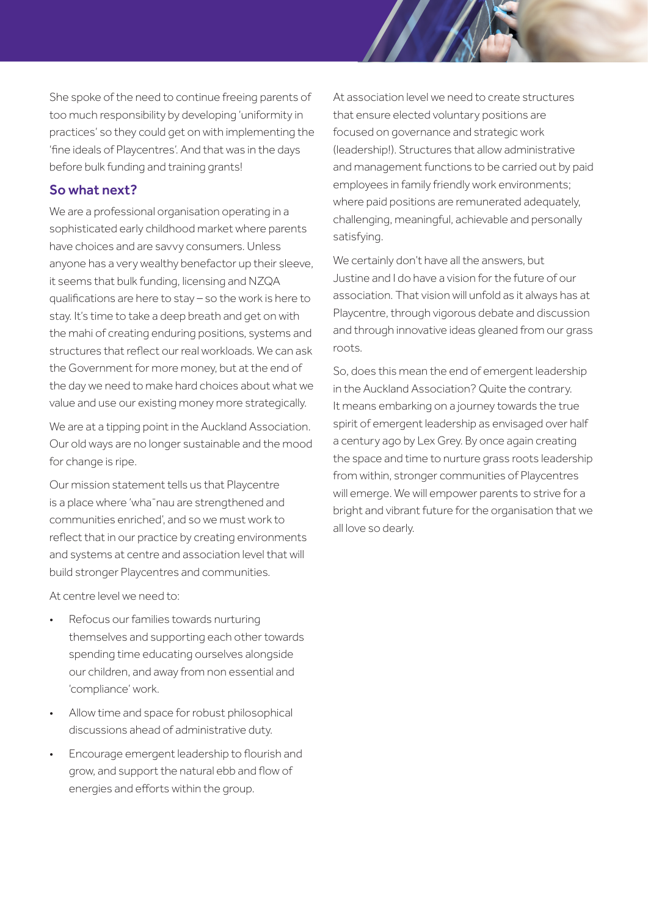She spoke of the need to continue freeing parents of too much responsibility by developing 'uniformity in practices' so they could get on with implementing the 'fine ideals of Playcentres'. And that was in the days before bulk funding and training grants!

## So what next?

We are a professional organisation operating in a sophisticated early childhood market where parents have choices and are savvy consumers. Unless anyone has a very wealthy benefactor up their sleeve, it seems that bulk funding, licensing and NZQA qualifications are here to stay – so the work is here to stay. It's time to take a deep breath and get on with the mahi of creating enduring positions, systems and structures that reflect our real workloads. We can ask the Government for more money, but at the end of the day we need to make hard choices about what we value and use our existing money more strategically.

We are at a tipping point in the Auckland Association. Our old ways are no longer sustainable and the mood for change is ripe.

Our mission statement tells us that Playcentre is a place where 'whānau are strengthened and communities enriched', and so we must work to reflect that in our practice by creating environments and systems at centre and association level that will build stronger Playcentres and communities.

At centre level we need to:

- Refocus our families towards nurturing themselves and supporting each other towards spending time educating ourselves alongside our children, and away from non essential and 'compliance' work.
- Allow time and space for robust philosophical discussions ahead of administrative duty.
- Encourage emergent leadership to flourish and grow, and support the natural ebb and flow of energies and efforts within the group.

At association level we need to create structures that ensure elected voluntary positions are focused on governance and strategic work (leadership!). Structures that allow administrative and management functions to be carried out by paid employees in family friendly work environments; where paid positions are remunerated adequately, challenging, meaningful, achievable and personally satisfying.

We certainly don't have all the answers, but Justine and I do have a vision for the future of our association. That vision will unfold as it always has at Playcentre, through vigorous debate and discussion and through innovative ideas gleaned from our grass roots.

So, does this mean the end of emergent leadership in the Auckland Association? Quite the contrary. It means embarking on a journey towards the true spirit of emergent leadership as envisaged over half a century ago by Lex Grey. By once again creating the space and time to nurture grass roots leadership from within, stronger communities of Playcentres will emerge. We will empower parents to strive for a bright and vibrant future for the organisation that we all love so dearly.